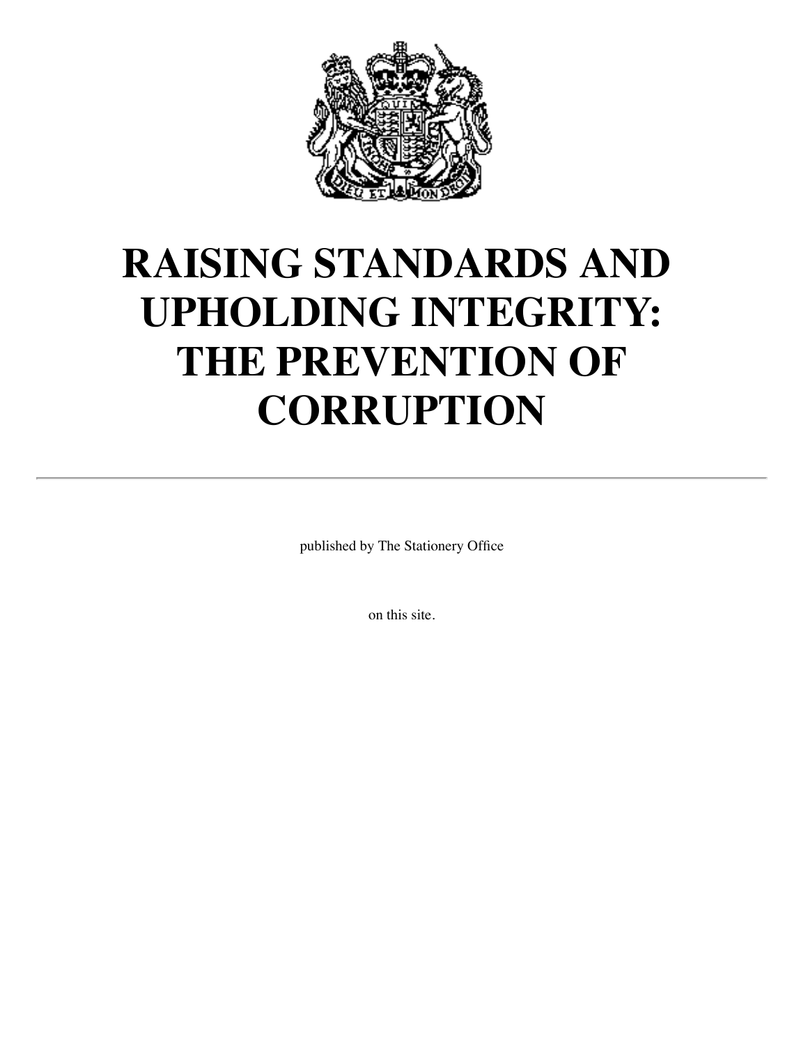# RAISING STANDARDS AND UPHOLDING INTEGRITY: THE PREVENTION OF CORRUPTION

---

published by The Stationery Office

on this site.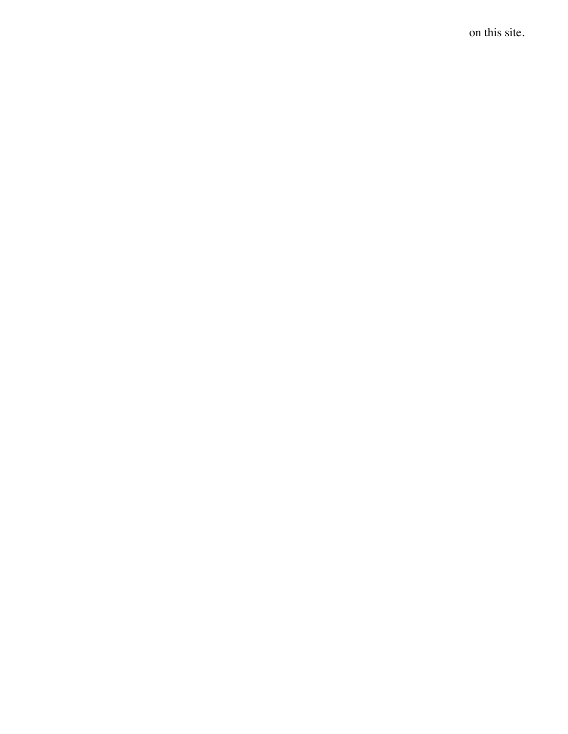on this site.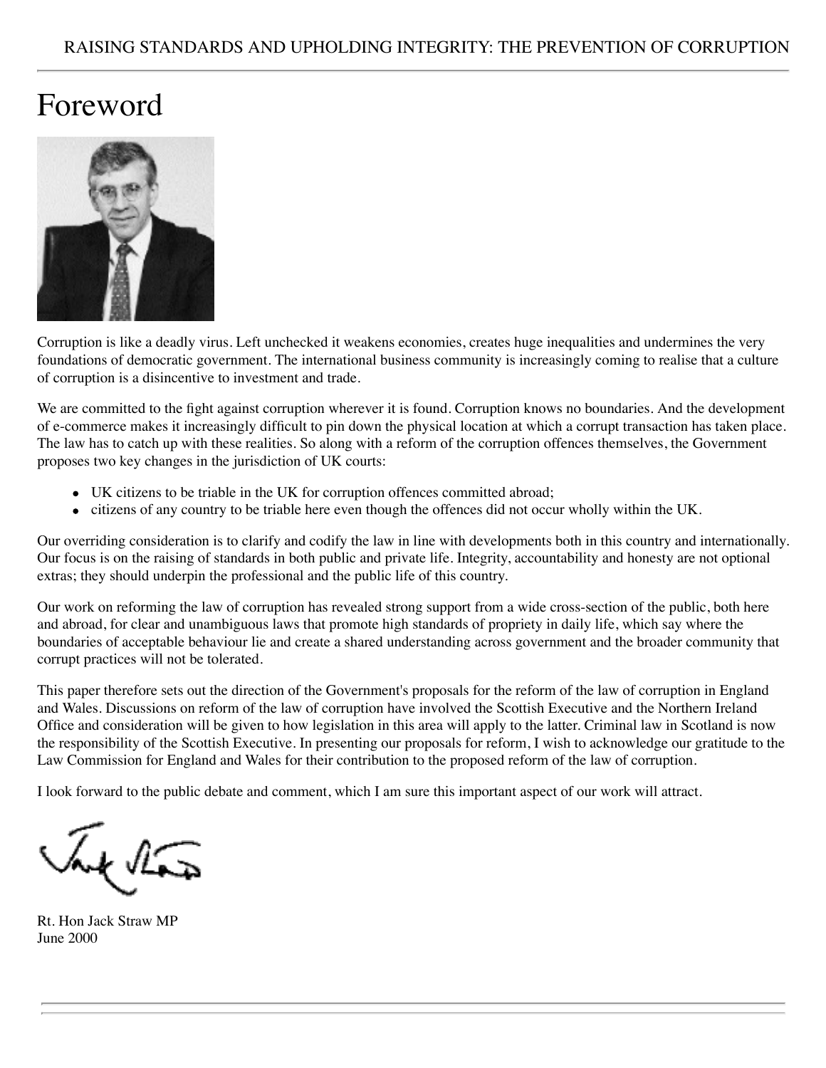# Foreword

Corruption is like a deadly virus. Left unchecked it weakens economies, creates huge inequalities and undermines the very foundations of democratic government. The international business community is increasingly coming to realise that a culture of corruption is a disincentive to investment and trade.

We are committed to the fight against corruption wherever it is found. Corruption knows no boundaries. And the development of e-commerce makes it increasingly difficult to pin down the physical location at which a corrupt transaction has taken place. The law has to catch up with these realities. So along with a reform of the corruption offences themselves, the Government proposes two key changes in the jurisdiction of UK courts:

- UK citizens to be triable in the UK for corruption offences committed abroad;
- citizens of any country to be triable here even though the offences did not occur wholly within the UK.

Our overriding consideration is to clarify and codify the law in line with developments both in this country and internationally. Our focus is on the raising of standards in both public and private life. Integrity, accountability and honesty are not optional extras; they should underpin the professional and the public life of this country.

Our work on reforming the law of corruption has revealed strong support from a wide cross-section of the public, both here and abroad, for clear and unambiguous laws that promote high standards of propriety in daily life, which say where the boundaries of acceptable behaviour lie and create a shared understanding across government and the broader community that corrupt practices will not be tolerated.

This paper therefore sets out the direction of the Government's proposals for the reform of the law of corruption in England and Wales. Discussions on reform of the law of corruption have involved the Scottish Executive and the Northern Ireland Office and consideration will be given to how legislation in this area will apply to the latter. Criminal law in Scotland is now the responsibility of the Scottish Executive. In presenting our proposals for reform, I wish to acknowledge our gratitude to the Law Commission for England and Wales for their contribution to the proposed reform of the law of corruption.

I look forward to the public debate and comment, which I am sure this important aspect of our work will attract.

Rt. Hon Jack Straw MP
June 2000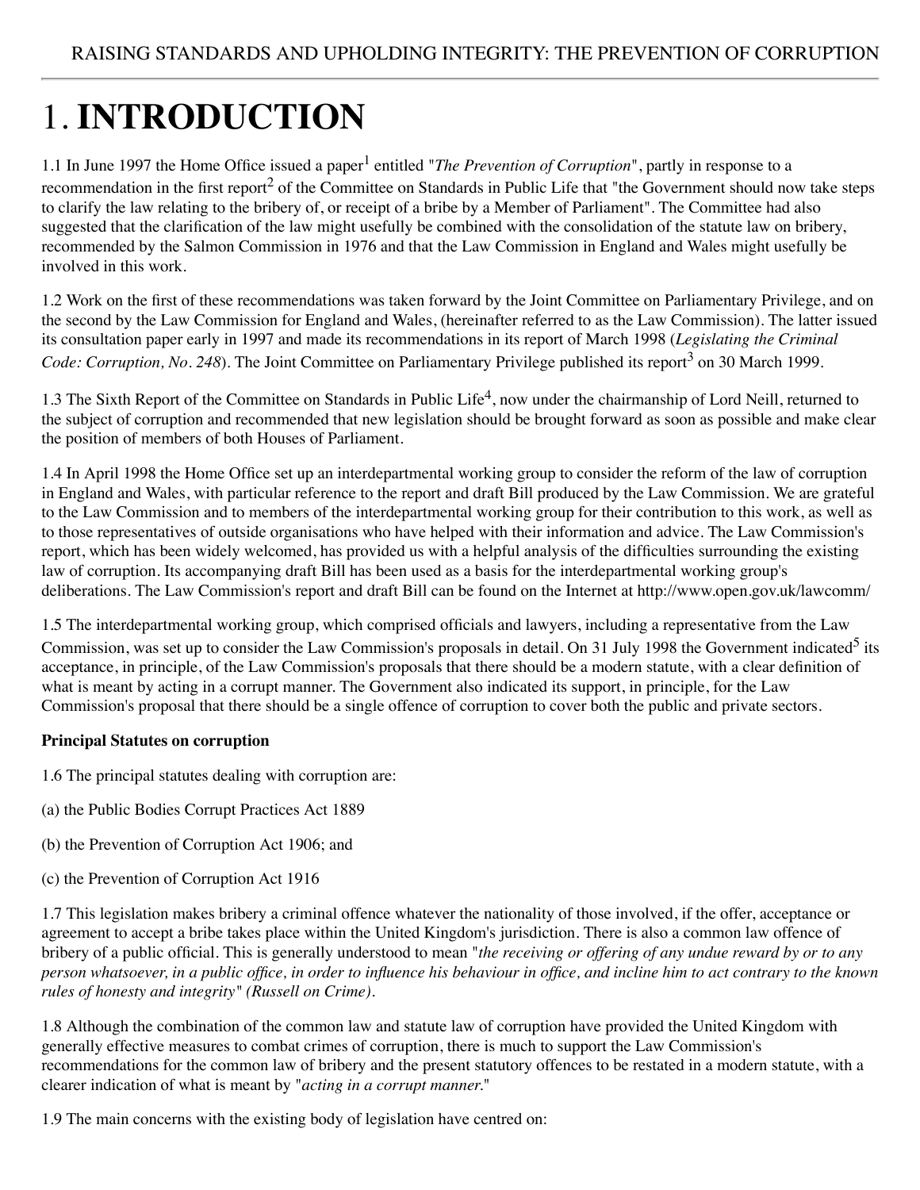# 1. **INTRODUCTION**

1.1 In June 1997 the Home Office issued a paper[1] entitled "*The Prevention of Corruption*", partly in response to a recommendation in the first report[2] of the Committee on Standards in Public Life that "the Government should now take steps to clarify the law relating to the bribery of, or receipt of a bribe by a Member of Parliament". The Committee had also suggested that the clarification of the law might usefully be combined with the consolidation of the statute law on bribery, recommended by the Salmon Commission in 1976 and that the Law Commission in England and Wales might usefully be involved in this work.

1.2 Work on the first of these recommendations was taken forward by the Joint Committee on Parliamentary Privilege, and on the second by the Law Commission for England and Wales, (hereinafter referred to as the Law Commission). The latter issued its consultation paper early in 1997 and made its recommendations in its report of March 1998 (*Legislating the Criminal Code: Corruption, No. 248*). The Joint Committee on Parliamentary Privilege published its report[3] on 30 March 1999.

1.3 The Sixth Report of the Committee on Standards in Public Life[4], now under the chairmanship of Lord Neill, returned to the subject of corruption and recommended that new legislation should be brought forward as soon as possible and make clear the position of members of both Houses of Parliament.

1.4 In April 1998 the Home Office set up an interdepartmental working group to consider the reform of the law of corruption in England and Wales, with particular reference to the report and draft Bill produced by the Law Commission. We are grateful to the Law Commission and to members of the interdepartmental working group for their contribution to this work, as well as to those representatives of outside organisations who have helped with their information and advice. The Law Commission's report, which has been widely welcomed, has provided us with a helpful analysis of the difficulties surrounding the existing law of corruption. Its accompanying draft Bill has been used as a basis for the interdepartmental working group's deliberations. The Law Commission's report and draft Bill can be found on the Internet at http://www.open.gov.uk/lawcomm/

1.5 The interdepartmental working group, which comprised officials and lawyers, including a representative from the Law Commission, was set up to consider the Law Commission's proposals in detail. On 31 July 1998 the Government indicated[5] its acceptance, in principle, of the Law Commission's proposals that there should be a modern statute, with a clear definition of what is meant by acting in a corrupt manner. The Government also indicated its support, in principle, for the Law Commission's proposal that there should be a single offence of corruption to cover both the public and private sectors.

**Principal Statutes on corruption**

1.6 The principal statutes dealing with corruption are:

(a) the Public Bodies Corrupt Practices Act 1889

(b) the Prevention of Corruption Act 1906; and

(c) the Prevention of Corruption Act 1916

1.7 This legislation makes bribery a criminal offence whatever the nationality of those involved, if the offer, acceptance or agreement to accept a bribe takes place within the United Kingdom's jurisdiction. There is also a common law offence of bribery of a public official. This is generally understood to mean "*the receiving or offering of any undue reward by or to any person whatsoever, in a public office, in order to influence his behaviour in office, and incline him to act contrary to the known rules of honesty and integrity" (Russell on Crime).*

1.8 Although the combination of the common law and statute law of corruption have provided the United Kingdom with generally effective measures to combat crimes of corruption, there is much to support the Law Commission's recommendations for the common law of bribery and the present statutory offences to be restated in a modern statute, with a clearer indication of what is meant by "*acting in a corrupt manner.*"

1.9 The main concerns with the existing body of legislation have centred on: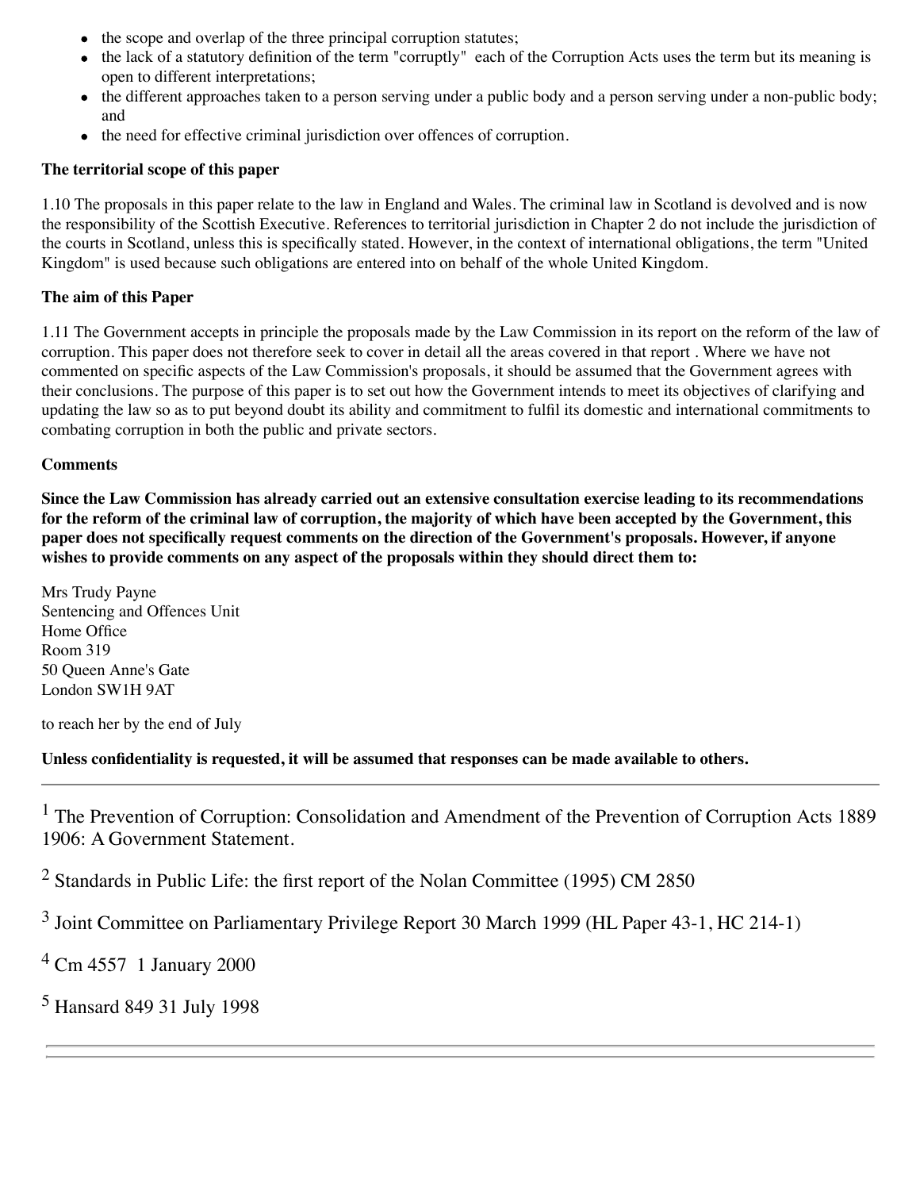- the scope and overlap of the three principal corruption statutes;
- the lack of a statutory definition of the term "corruptly" each of the Corruption Acts uses the term but its meaning is open to different interpretations;
- the different approaches taken to a person serving under a public body and a person serving under a non-public body; and
- the need for effective criminal jurisdiction over offences of corruption.

**The territorial scope of this paper**

1.10 The proposals in this paper relate to the law in England and Wales. The criminal law in Scotland is devolved and is now the responsibility of the Scottish Executive. References to territorial jurisdiction in Chapter 2 do not include the jurisdiction of the courts in Scotland, unless this is specifically stated. However, in the context of international obligations, the term "United Kingdom" is used because such obligations are entered into on behalf of the whole United Kingdom.

**The aim of this Paper**

1.11 The Government accepts in principle the proposals made by the Law Commission in its report on the reform of the law of corruption. This paper does not therefore seek to cover in detail all the areas covered in that report . Where we have not commented on specific aspects of the Law Commission's proposals, it should be assumed that the Government agrees with their conclusions. The purpose of this paper is to set out how the Government intends to meet its objectives of clarifying and updating the law so as to put beyond doubt its ability and commitment to fulfil its domestic and international commitments to combating corruption in both the public and private sectors.

**Comments**

**Since the Law Commission has already carried out an extensive consultation exercise leading to its recommendations for the reform of the criminal law of corruption, the majority of which have been accepted by the Government, this paper does not specifically request comments on the direction of the Government's proposals. However, if anyone wishes to provide comments on any aspect of the proposals within they should direct them to:**

Mrs Trudy Payne
Sentencing and Offences Unit
Home Office
Room 319
50 Queen Anne's Gate
London SW1H 9AT

to reach her by the end of July

**Unless confidentiality is requested, it will be assumed that responses can be made available to others.**

---

[1] The Prevention of Corruption: Consolidation and Amendment of the Prevention of Corruption Acts 1889 1906: A Government Statement.

[2] Standards in Public Life: the first report of the Nolan Committee (1995) CM 2850

[3] Joint Committee on Parliamentary Privilege Report 30 March 1999 (HL Paper 43-1, HC 214-1)

[4] Cm 4557 1 January 2000

[5] Hansard 849 31 July 1998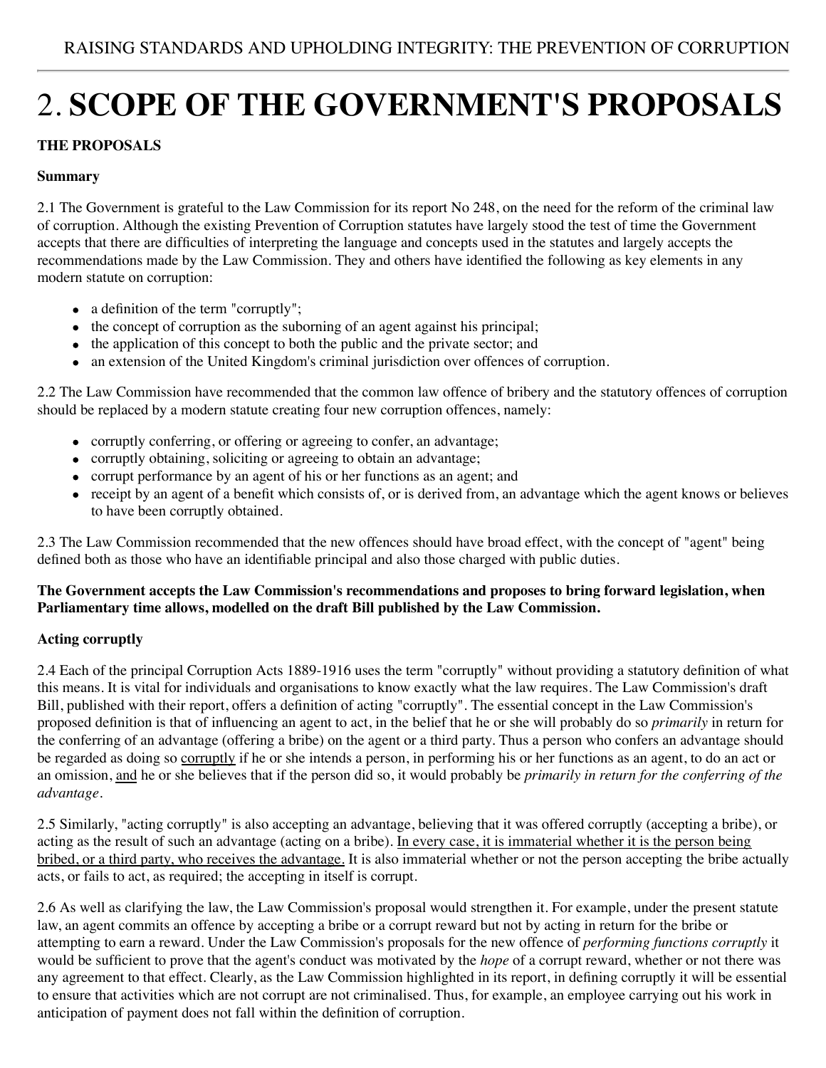# 2. **SCOPE OF THE GOVERNMENT'S PROPOSALS**

**THE PROPOSALS**

**Summary**

2.1 The Government is grateful to the Law Commission for its report No 248, on the need for the reform of the criminal law of corruption. Although the existing Prevention of Corruption statutes have largely stood the test of time the Government accepts that there are difficulties of interpreting the language and concepts used in the statutes and largely accepts the recommendations made by the Law Commission. They and others have identified the following as key elements in any modern statute on corruption:

- a definition of the term "corruptly";
- the concept of corruption as the suborning of an agent against his principal;
- the application of this concept to both the public and the private sector; and
- an extension of the United Kingdom's criminal jurisdiction over offences of corruption.

2.2 The Law Commission have recommended that the common law offence of bribery and the statutory offences of corruption should be replaced by a modern statute creating four new corruption offences, namely:

- corruptly conferring, or offering or agreeing to confer, an advantage;
- corruptly obtaining, soliciting or agreeing to obtain an advantage;
- corrupt performance by an agent of his or her functions as an agent; and
- receipt by an agent of a benefit which consists of, or is derived from, an advantage which the agent knows or believes to have been corruptly obtained.

2.3 The Law Commission recommended that the new offences should have broad effect, with the concept of "agent" being defined both as those who have an identifiable principal and also those charged with public duties.

**The Government accepts the Law Commission's recommendations and proposes to bring forward legislation, when Parliamentary time allows, modelled on the draft Bill published by the Law Commission.**

**Acting corruptly**

2.4 Each of the principal Corruption Acts 1889-1916 uses the term "corruptly" without providing a statutory definition of what this means. It is vital for individuals and organisations to know exactly what the law requires. The Law Commission's draft Bill, published with their report, offers a definition of acting "corruptly". The essential concept in the Law Commission's proposed definition is that of influencing an agent to act, in the belief that he or she will probably do so *primarily* in return for the conferring of an advantage (offering a bribe) on the agent or a third party. Thus a person who confers an advantage should be regarded as doing so <u>corruptly</u> if he or she intends a person, in performing his or her functions as an agent, to do an act or an omission, <u>and</u> he or she believes that if the person did so, it would probably be *primarily in return for the conferring of the advantage*.

2.5 Similarly, "acting corruptly" is also accepting an advantage, believing that it was offered corruptly (accepting a bribe), or acting as the result of such an advantage (acting on a bribe). <u>In every case, it is immaterial whether it is the person being bribed, or a third party, who receives the advantage.</u> It is also immaterial whether or not the person accepting the bribe actually acts, or fails to act, as required; the accepting in itself is corrupt.

2.6 As well as clarifying the law, the Law Commission's proposal would strengthen it. For example, under the present statute law, an agent commits an offence by accepting a bribe or a corrupt reward but not by acting in return for the bribe or attempting to earn a reward. Under the Law Commission's proposals for the new offence of *performing functions corruptly* it would be sufficient to prove that the agent's conduct was motivated by the *hope* of a corrupt reward, whether or not there was any agreement to that effect. Clearly, as the Law Commission highlighted in its report, in defining corruptly it will be essential to ensure that activities which are not corrupt are not criminalised. Thus, for example, an employee carrying out his work in anticipation of payment does not fall within the definition of corruption.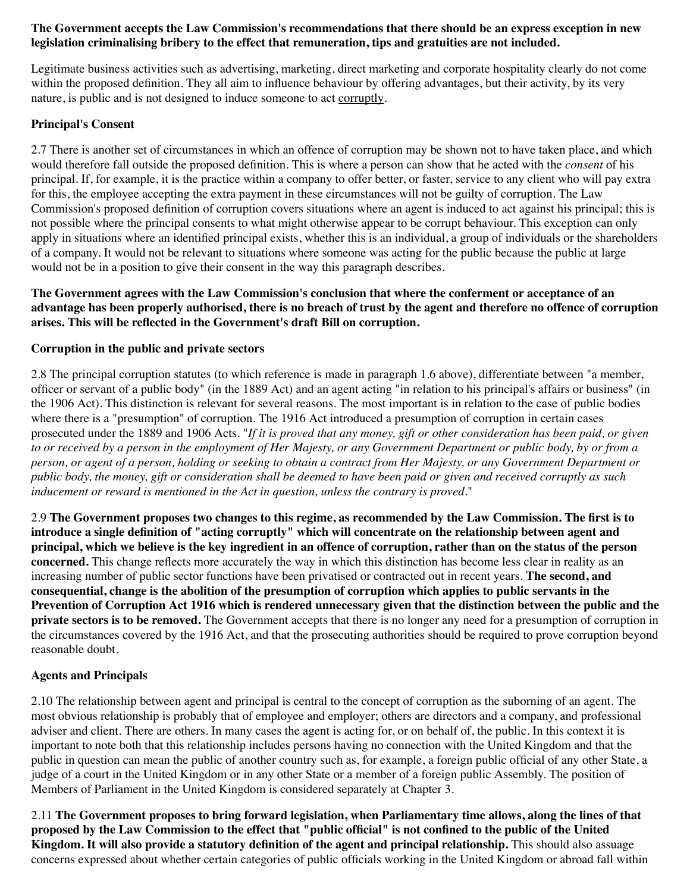**The Government accepts the Law Commission's recommendations that there should be an express exception in new legislation criminalising bribery to the effect that remuneration, tips and gratuities are not included.**

Legitimate business activities such as advertising, marketing, direct marketing and corporate hospitality clearly do not come within the proposed definition. They all aim to influence behaviour by offering advantages, but their activity, by its very nature, is public and is not designed to induce someone to act corruptly.

**Principal's Consent**

2.7 There is another set of circumstances in which an offence of corruption may be shown not to have taken place, and which would therefore fall outside the proposed definition. This is where a person can show that he acted with the *consent* of his principal. If, for example, it is the practice within a company to offer better, or faster, service to any client who will pay extra for this, the employee accepting the extra payment in these circumstances will not be guilty of corruption. The Law Commission's proposed definition of corruption covers situations where an agent is induced to act against his principal; this is not possible where the principal consents to what might otherwise appear to be corrupt behaviour. This exception can only apply in situations where an identified principal exists, whether this is an individual, a group of individuals or the shareholders of a company. It would not be relevant to situations where someone was acting for the public because the public at large would not be in a position to give their consent in the way this paragraph describes.

**The Government agrees with the Law Commission's conclusion that where the conferment or acceptance of an advantage has been properly authorised, there is no breach of trust by the agent and therefore no offence of corruption arises. This will be reflected in the Government's draft Bill on corruption.**

**Corruption in the public and private sectors**

2.8 The principal corruption statutes (to which reference is made in paragraph 1.6 above), differentiate between "a member, officer or servant of a public body" (in the 1889 Act) and an agent acting "in relation to his principal's affairs or business" (in the 1906 Act). This distinction is relevant for several reasons. The most important is in relation to the case of public bodies where there is a "presumption" of corruption. The 1916 Act introduced a presumption of corruption in certain cases prosecuted under the 1889 and 1906 Acts. "*If it is proved that any money, gift or other consideration has been paid, or given to or received by a person in the employment of Her Majesty, or any Government Department or public body, by or from a person, or agent of a person, holding or seeking to obtain a contract from Her Majesty, or any Government Department or public body, the money, gift or consideration shall be deemed to have been paid or given and received corruptly as such inducement or reward is mentioned in the Act in question, unless the contrary is proved*."

2.9 **The Government proposes two changes to this regime, as recommended by the Law Commission. The first is to introduce a single definition of "acting corruptly" which will concentrate on the relationship between agent and principal, which we believe is the key ingredient in an offence of corruption, rather than on the status of the person concerned.** This change reflects more accurately the way in which this distinction has become less clear in reality as an increasing number of public sector functions have been privatised or contracted out in recent years. **The second, and consequential, change is the abolition of the presumption of corruption which applies to public servants in the Prevention of Corruption Act 1916 which is rendered unnecessary given that the distinction between the public and the private sectors is to be removed.** The Government accepts that there is no longer any need for a presumption of corruption in the circumstances covered by the 1916 Act, and that the prosecuting authorities should be required to prove corruption beyond reasonable doubt.

**Agents and Principals**

2.10 The relationship between agent and principal is central to the concept of corruption as the suborning of an agent. The most obvious relationship is probably that of employee and employer; others are directors and a company, and professional adviser and client. There are others. In many cases the agent is acting for, or on behalf of, the public. In this context it is important to note both that this relationship includes persons having no connection with the United Kingdom and that the public in question can mean the public of another country such as, for example, a foreign public official of any other State, a judge of a court in the United Kingdom or in any other State or a member of a foreign public Assembly. The position of Members of Parliament in the United Kingdom is considered separately at Chapter 3.

2.11 **The Government proposes to bring forward legislation, when Parliamentary time allows, along the lines of that proposed by the Law Commission to the effect that "public official" is not confined to the public of the United Kingdom. It will also provide a statutory definition of the agent and principal relationship.** This should also assuage concerns expressed about whether certain categories of public officials working in the United Kingdom or abroad fall within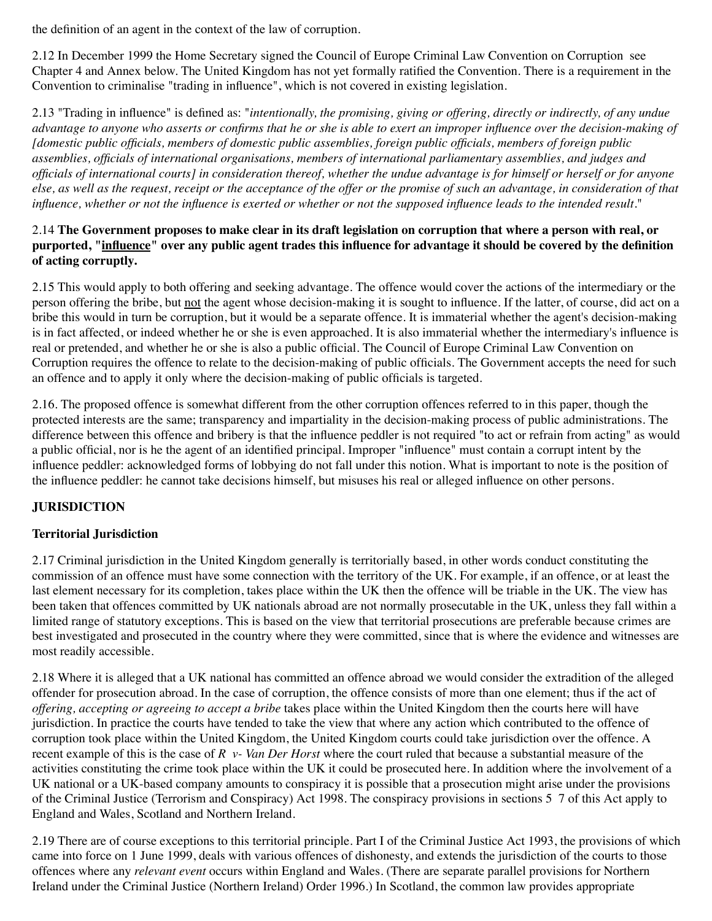the definition of an agent in the context of the law of corruption.

2.12 In December 1999 the Home Secretary signed the Council of Europe Criminal Law Convention on Corruption see Chapter 4 and Annex below. The United Kingdom has not yet formally ratified the Convention. There is a requirement in the Convention to criminalise "trading in influence", which is not covered in existing legislation.

2.13 "Trading in influence" is defined as: "*intentionally, the promising, giving or offering, directly or indirectly, of any undue advantage to anyone who asserts or confirms that he or she is able to exert an improper influence over the decision-making of [domestic public officials, members of domestic public assemblies, foreign public officials, members of foreign public assemblies, officials of international organisations, members of international parliamentary assemblies, and judges and officials of international courts] in consideration thereof, whether the undue advantage is for himself or herself or for anyone else, as well as the request, receipt or the acceptance of the offer or the promise of such an advantage, in consideration of that influence, whether or not the influence is exerted or whether or not the supposed influence leads to the intended result*."

2.14 **The Government proposes to make clear in its draft legislation on corruption that where a person with real, or purported, "influence" over any public agent trades this influence for advantage it should be covered by the definition of acting corruptly.**

2.15 This would apply to both offering and seeking advantage. The offence would cover the actions of the intermediary or the person offering the bribe, but not the agent whose decision-making it is sought to influence. If the latter, of course, did act on a bribe this would in turn be corruption, but it would be a separate offence. It is immaterial whether the agent's decision-making is in fact affected, or indeed whether he or she is even approached. It is also immaterial whether the intermediary's influence is real or pretended, and whether he or she is also a public official. The Council of Europe Criminal Law Convention on Corruption requires the offence to relate to the decision-making of public officials. The Government accepts the need for such an offence and to apply it only where the decision-making of public officials is targeted.

2.16. The proposed offence is somewhat different from the other corruption offences referred to in this paper, though the protected interests are the same; transparency and impartiality in the decision-making process of public administrations. The difference between this offence and bribery is that the influence peddler is not required "to act or refrain from acting" as would a public official, nor is he the agent of an identified principal. Improper "influence" must contain a corrupt intent by the influence peddler: acknowledged forms of lobbying do not fall under this notion. What is important to note is the position of the influence peddler: he cannot take decisions himself, but misuses his real or alleged influence on other persons.

## JURISDICTION

### Territorial Jurisdiction

2.17 Criminal jurisdiction in the United Kingdom generally is territorially based, in other words conduct constituting the commission of an offence must have some connection with the territory of the UK. For example, if an offence, or at least the last element necessary for its completion, takes place within the UK then the offence will be triable in the UK. The view has been taken that offences committed by UK nationals abroad are not normally prosecutable in the UK, unless they fall within a limited range of statutory exceptions. This is based on the view that territorial prosecutions are preferable because crimes are best investigated and prosecuted in the country where they were committed, since that is where the evidence and witnesses are most readily accessible.

2.18 Where it is alleged that a UK national has committed an offence abroad we would consider the extradition of the alleged offender for prosecution abroad. In the case of corruption, the offence consists of more than one element; thus if the act of *offering, accepting or agreeing to accept a bribe* takes place within the United Kingdom then the courts here will have jurisdiction. In practice the courts have tended to take the view that where any action which contributed to the offence of corruption took place within the United Kingdom, the United Kingdom courts could take jurisdiction over the offence. A recent example of this is the case of *R v- Van Der Horst* where the court ruled that because a substantial measure of the activities constituting the crime took place within the UK it could be prosecuted here. In addition where the involvement of a UK national or a UK-based company amounts to conspiracy it is possible that a prosecution might arise under the provisions of the Criminal Justice (Terrorism and Conspiracy) Act 1998. The conspiracy provisions in sections 5 7 of this Act apply to England and Wales, Scotland and Northern Ireland.

2.19 There are of course exceptions to this territorial principle. Part I of the Criminal Justice Act 1993, the provisions of which came into force on 1 June 1999, deals with various offences of dishonesty, and extends the jurisdiction of the courts to those offences where any *relevant event* occurs within England and Wales. (There are separate parallel provisions for Northern Ireland under the Criminal Justice (Northern Ireland) Order 1996.) In Scotland, the common law provides appropriate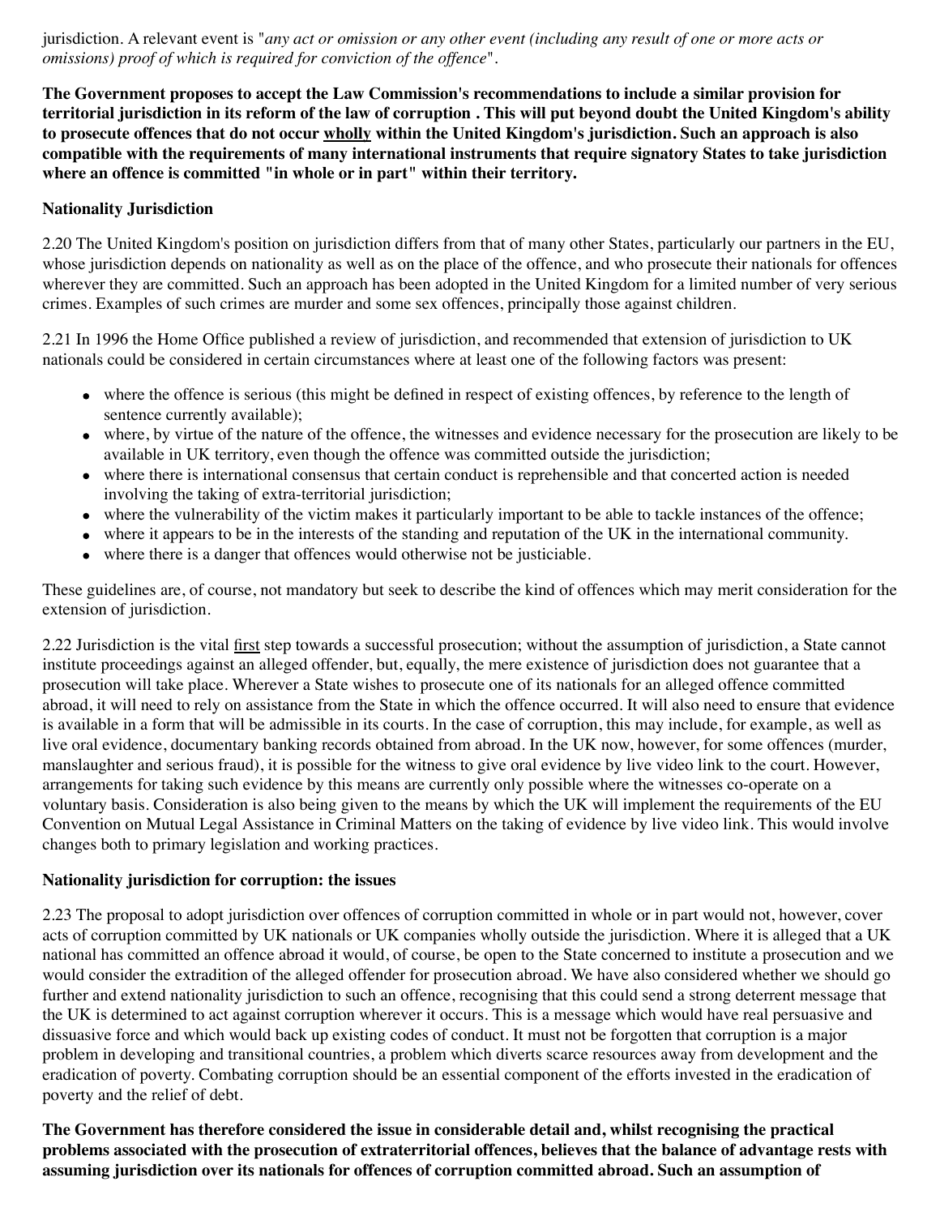jurisdiction. A relevant event is "*any act or omission or any other event (including any result of one or more acts or omissions) proof of which is required for conviction of the offence*".

**The Government proposes to accept the Law Commission's recommendations to include a similar provision for territorial jurisdiction in its reform of the law of corruption . This will put beyond doubt the United Kingdom's ability to prosecute offences that do not occur <u>wholly</u> within the United Kingdom's jurisdiction. Such an approach is also compatible with the requirements of many international instruments that require signatory States to take jurisdiction where an offence is committed "in whole or in part" within their territory.**

**Nationality Jurisdiction**

2.20 The United Kingdom's position on jurisdiction differs from that of many other States, particularly our partners in the EU, whose jurisdiction depends on nationality as well as on the place of the offence, and who prosecute their nationals for offences wherever they are committed. Such an approach has been adopted in the United Kingdom for a limited number of very serious crimes. Examples of such crimes are murder and some sex offences, principally those against children.

2.21 In 1996 the Home Office published a review of jurisdiction, and recommended that extension of jurisdiction to UK nationals could be considered in certain circumstances where at least one of the following factors was present:

- where the offence is serious (this might be defined in respect of existing offences, by reference to the length of sentence currently available);
- where, by virtue of the nature of the offence, the witnesses and evidence necessary for the prosecution are likely to be available in UK territory, even though the offence was committed outside the jurisdiction;
- where there is international consensus that certain conduct is reprehensible and that concerted action is needed involving the taking of extra-territorial jurisdiction;
- where the vulnerability of the victim makes it particularly important to be able to tackle instances of the offence;
- where it appears to be in the interests of the standing and reputation of the UK in the international community.
- where there is a danger that offences would otherwise not be justiciable.

These guidelines are, of course, not mandatory but seek to describe the kind of offences which may merit consideration for the extension of jurisdiction.

2.22 Jurisdiction is the vital <u>first</u> step towards a successful prosecution; without the assumption of jurisdiction, a State cannot institute proceedings against an alleged offender, but, equally, the mere existence of jurisdiction does not guarantee that a prosecution will take place. Wherever a State wishes to prosecute one of its nationals for an alleged offence committed abroad, it will need to rely on assistance from the State in which the offence occurred. It will also need to ensure that evidence is available in a form that will be admissible in its courts. In the case of corruption, this may include, for example, as well as live oral evidence, documentary banking records obtained from abroad. In the UK now, however, for some offences (murder, manslaughter and serious fraud), it is possible for the witness to give oral evidence by live video link to the court. However, arrangements for taking such evidence by this means are currently only possible where the witnesses co-operate on a voluntary basis. Consideration is also being given to the means by which the UK will implement the requirements of the EU Convention on Mutual Legal Assistance in Criminal Matters on the taking of evidence by live video link. This would involve changes both to primary legislation and working practices.

**Nationality jurisdiction for corruption: the issues**

2.23 The proposal to adopt jurisdiction over offences of corruption committed in whole or in part would not, however, cover acts of corruption committed by UK nationals or UK companies wholly outside the jurisdiction. Where it is alleged that a UK national has committed an offence abroad it would, of course, be open to the State concerned to institute a prosecution and we would consider the extradition of the alleged offender for prosecution abroad. We have also considered whether we should go further and extend nationality jurisdiction to such an offence, recognising that this could send a strong deterrent message that the UK is determined to act against corruption wherever it occurs. This is a message which would have real persuasive and dissuasive force and which would back up existing codes of conduct. It must not be forgotten that corruption is a major problem in developing and transitional countries, a problem which diverts scarce resources away from development and the eradication of poverty. Combating corruption should be an essential component of the efforts invested in the eradication of poverty and the relief of debt.

**The Government has therefore considered the issue in considerable detail and, whilst recognising the practical problems associated with the prosecution of extraterritorial offences, believes that the balance of advantage rests with assuming jurisdiction over its nationals for offences of corruption committed abroad. Such an assumption of**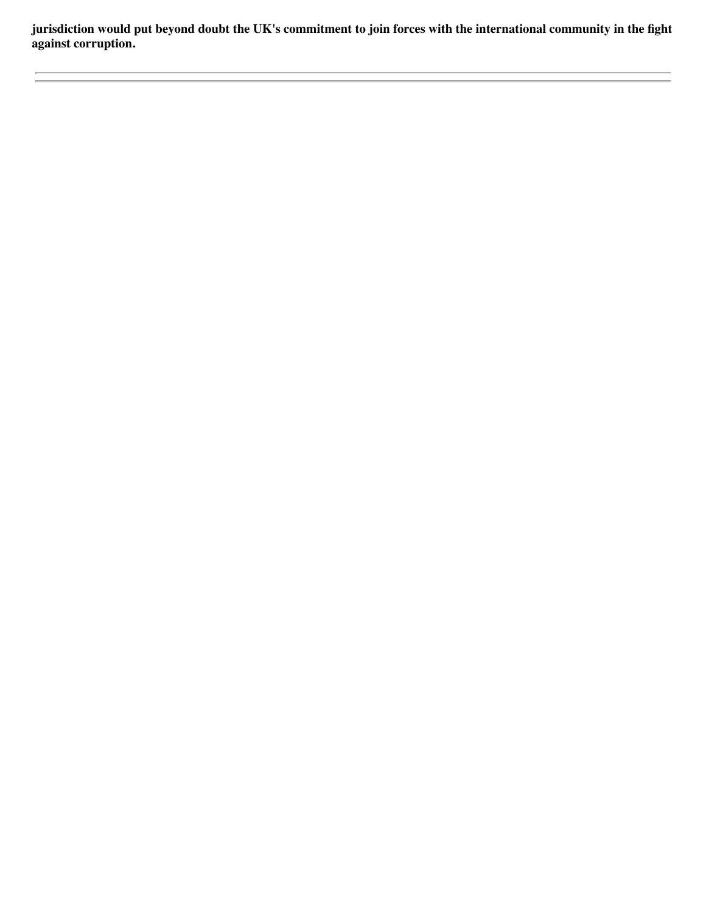**jurisdiction would put beyond doubt the UK's commitment to join forces with the international community in the fight against corruption.**

---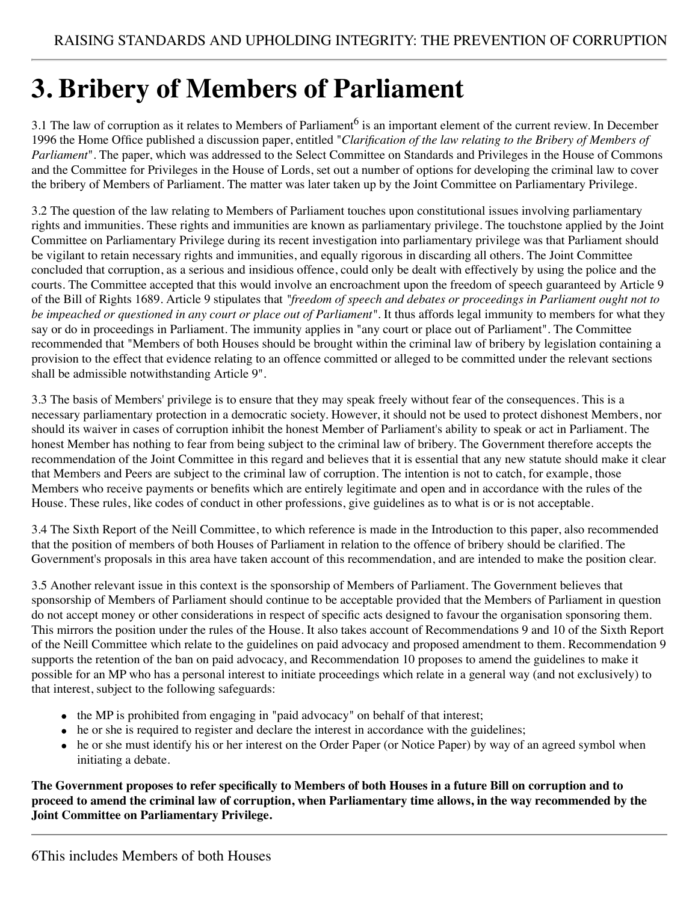# 3. Bribery of Members of Parliament

3.1 The law of corruption as it relates to Members of Parliament[6] is an important element of the current review. In December 1996 the Home Office published a discussion paper, entitled "*Clarification of the law relating to the Bribery of Members of Parliament*". The paper, which was addressed to the Select Committee on Standards and Privileges in the House of Commons and the Committee for Privileges in the House of Lords, set out a number of options for developing the criminal law to cover the bribery of Members of Parliament. The matter was later taken up by the Joint Committee on Parliamentary Privilege.

3.2 The question of the law relating to Members of Parliament touches upon constitutional issues involving parliamentary rights and immunities. These rights and immunities are known as parliamentary privilege. The touchstone applied by the Joint Committee on Parliamentary Privilege during its recent investigation into parliamentary privilege was that Parliament should be vigilant to retain necessary rights and immunities, and equally rigorous in discarding all others. The Joint Committee concluded that corruption, as a serious and insidious offence, could only be dealt with effectively by using the police and the courts. The Committee accepted that this would involve an encroachment upon the freedom of speech guaranteed by Article 9 of the Bill of Rights 1689. Article 9 stipulates that *"freedom of speech and debates or proceedings in Parliament ought not to be impeached or questioned in any court or place out of Parliament"*. It thus affords legal immunity to members for what they say or do in proceedings in Parliament. The immunity applies in "any court or place out of Parliament". The Committee recommended that "Members of both Houses should be brought within the criminal law of bribery by legislation containing a provision to the effect that evidence relating to an offence committed or alleged to be committed under the relevant sections shall be admissible notwithstanding Article 9".

3.3 The basis of Members' privilege is to ensure that they may speak freely without fear of the consequences. This is a necessary parliamentary protection in a democratic society. However, it should not be used to protect dishonest Members, nor should its waiver in cases of corruption inhibit the honest Member of Parliament's ability to speak or act in Parliament. The honest Member has nothing to fear from being subject to the criminal law of bribery. The Government therefore accepts the recommendation of the Joint Committee in this regard and believes that it is essential that any new statute should make it clear that Members and Peers are subject to the criminal law of corruption. The intention is not to catch, for example, those Members who receive payments or benefits which are entirely legitimate and open and in accordance with the rules of the House. These rules, like codes of conduct in other professions, give guidelines as to what is or is not acceptable.

3.4 The Sixth Report of the Neill Committee, to which reference is made in the Introduction to this paper, also recommended that the position of members of both Houses of Parliament in relation to the offence of bribery should be clarified. The Government's proposals in this area have taken account of this recommendation, and are intended to make the position clear.

3.5 Another relevant issue in this context is the sponsorship of Members of Parliament. The Government believes that sponsorship of Members of Parliament should continue to be acceptable provided that the Members of Parliament in question do not accept money or other considerations in respect of specific acts designed to favour the organisation sponsoring them. This mirrors the position under the rules of the House. It also takes account of Recommendations 9 and 10 of the Sixth Report of the Neill Committee which relate to the guidelines on paid advocacy and proposed amendment to them. Recommendation 9 supports the retention of the ban on paid advocacy, and Recommendation 10 proposes to amend the guidelines to make it possible for an MP who has a personal interest to initiate proceedings which relate in a general way (and not exclusively) to that interest, subject to the following safeguards:

- the MP is prohibited from engaging in "paid advocacy" on behalf of that interest;
- he or she is required to register and declare the interest in accordance with the guidelines;
- he or she must identify his or her interest on the Order Paper (or Notice Paper) by way of an agreed symbol when initiating a debate.

**The Government proposes to refer specifically to Members of both Houses in a future Bill on corruption and to proceed to amend the criminal law of corruption, when Parliamentary time allows, in the way recommended by the Joint Committee on Parliamentary Privilege.**

---

6This includes Members of both Houses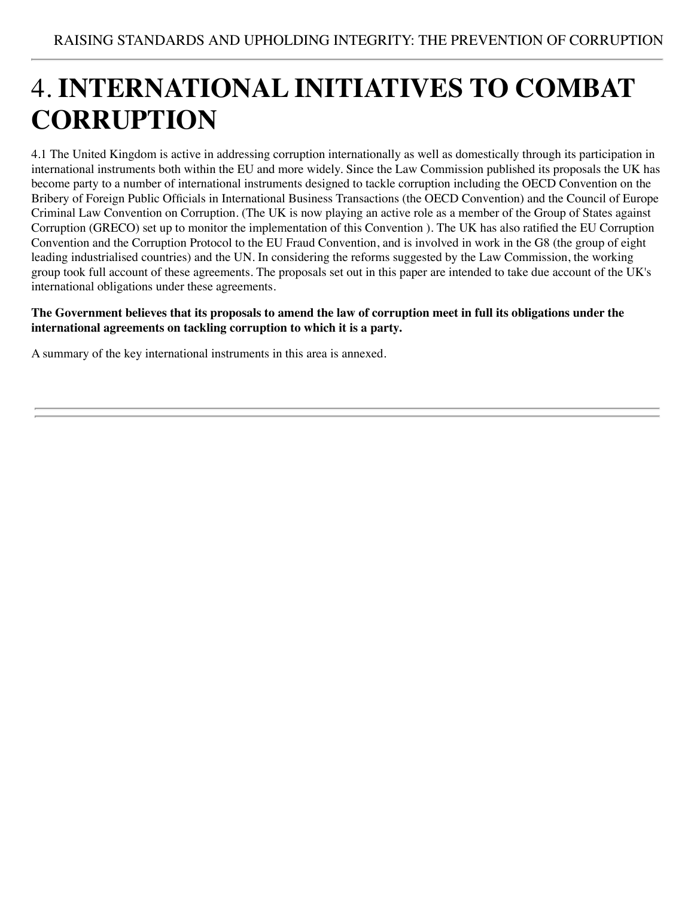# 4. INTERNATIONAL INITIATIVES TO COMBAT CORRUPTION

4.1 The United Kingdom is active in addressing corruption internationally as well as domestically through its participation in international instruments both within the EU and more widely. Since the Law Commission published its proposals the UK has become party to a number of international instruments designed to tackle corruption including the OECD Convention on the Bribery of Foreign Public Officials in International Business Transactions (the OECD Convention) and the Council of Europe Criminal Law Convention on Corruption. (The UK is now playing an active role as a member of the Group of States against Corruption (GRECO) set up to monitor the implementation of this Convention ). The UK has also ratified the EU Corruption Convention and the Corruption Protocol to the EU Fraud Convention, and is involved in work in the G8 (the group of eight leading industrialised countries) and the UN. In considering the reforms suggested by the Law Commission, the working group took full account of these agreements. The proposals set out in this paper are intended to take due account of the UK's international obligations under these agreements.

**The Government believes that its proposals to amend the law of corruption meet in full its obligations under the international agreements on tackling corruption to which it is a party.**

A summary of the key international instruments in this area is annexed.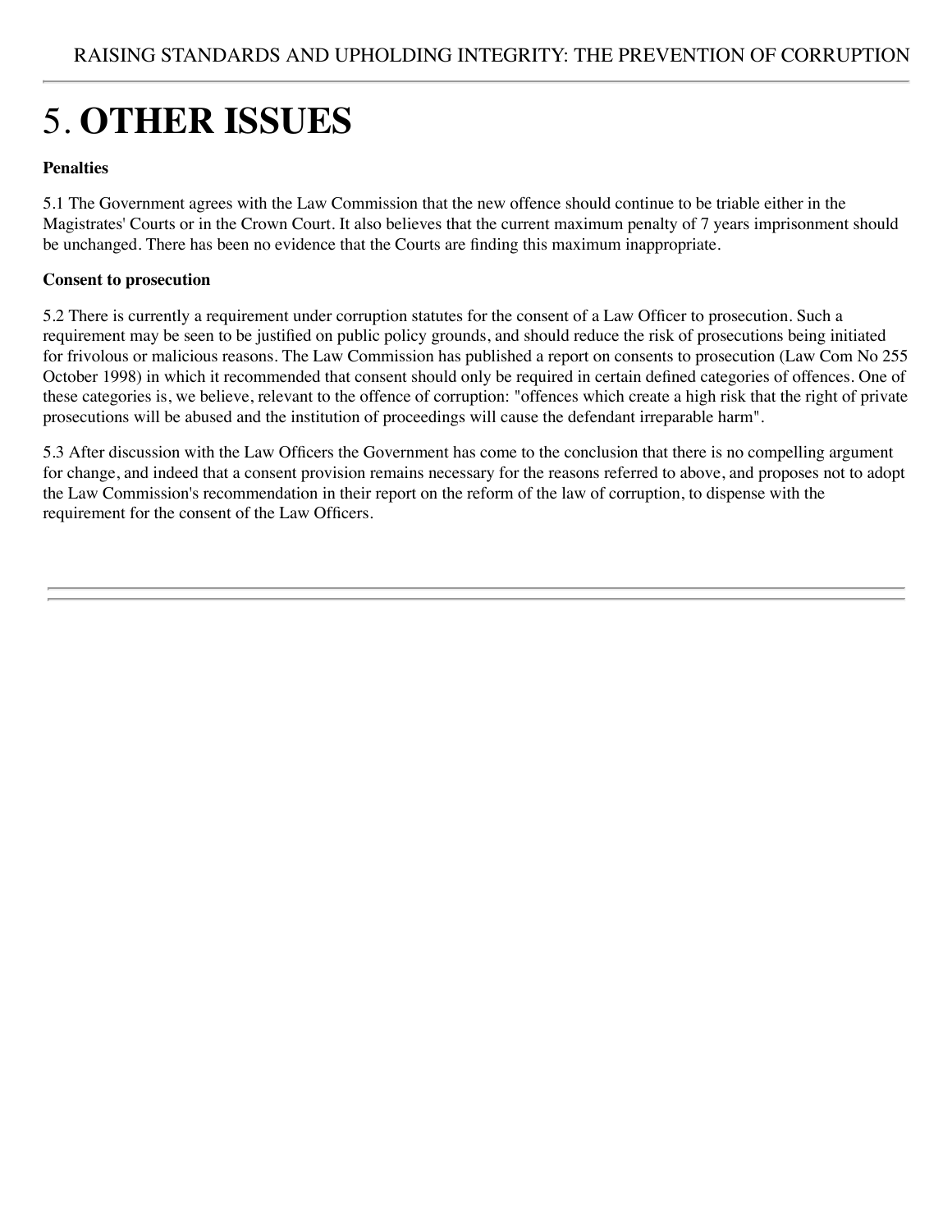# 5. **OTHER ISSUES**

**Penalties**

5.1 The Government agrees with the Law Commission that the new offence should continue to be triable either in the Magistrates' Courts or in the Crown Court. It also believes that the current maximum penalty of 7 years imprisonment should be unchanged. There has been no evidence that the Courts are finding this maximum inappropriate.

**Consent to prosecution**

5.2 There is currently a requirement under corruption statutes for the consent of a Law Officer to prosecution. Such a requirement may be seen to be justified on public policy grounds, and should reduce the risk of prosecutions being initiated for frivolous or malicious reasons. The Law Commission has published a report on consents to prosecution (Law Com No 255 October 1998) in which it recommended that consent should only be required in certain defined categories of offences. One of these categories is, we believe, relevant to the offence of corruption: "offences which create a high risk that the right of private prosecutions will be abused and the institution of proceedings will cause the defendant irreparable harm".

5.3 After discussion with the Law Officers the Government has come to the conclusion that there is no compelling argument for change, and indeed that a consent provision remains necessary for the reasons referred to above, and proposes not to adopt the Law Commission's recommendation in their report on the reform of the law of corruption, to dispense with the requirement for the consent of the Law Officers.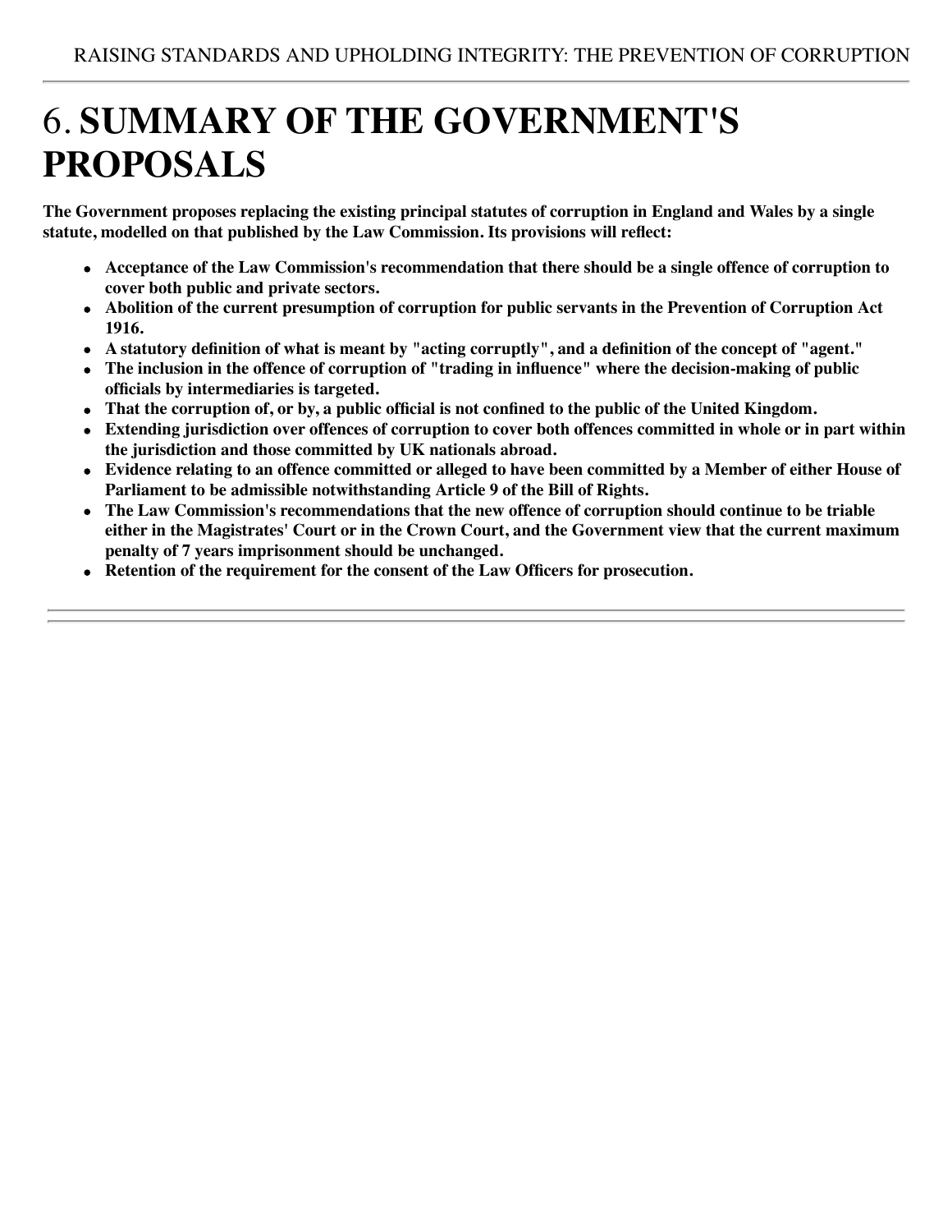# 6. SUMMARY OF THE GOVERNMENT'S PROPOSALS

**The Government proposes replacing the existing principal statutes of corruption in England and Wales by a single statute, modelled on that published by the Law Commission. Its provisions will reflect:**

- **Acceptance of the Law Commission's recommendation that there should be a single offence of corruption to cover both public and private sectors.**
- **Abolition of the current presumption of corruption for public servants in the Prevention of Corruption Act 1916.**
- **A statutory definition of what is meant by "acting corruptly", and a definition of the concept of "agent."**
- **The inclusion in the offence of corruption of "trading in influence" where the decision-making of public officials by intermediaries is targeted.**
- **That the corruption of, or by, a public official is not confined to the public of the United Kingdom.**
- **Extending jurisdiction over offences of corruption to cover both offences committed in whole or in part within the jurisdiction and those committed by UK nationals abroad.**
- **Evidence relating to an offence committed or alleged to have been committed by a Member of either House of Parliament to be admissible notwithstanding Article 9 of the Bill of Rights.**
- **The Law Commission's recommendations that the new offence of corruption should continue to be triable either in the Magistrates' Court or in the Crown Court, and the Government view that the current maximum penalty of 7 years imprisonment should be unchanged.**
- **Retention of the requirement for the consent of the Law Officers for prosecution.**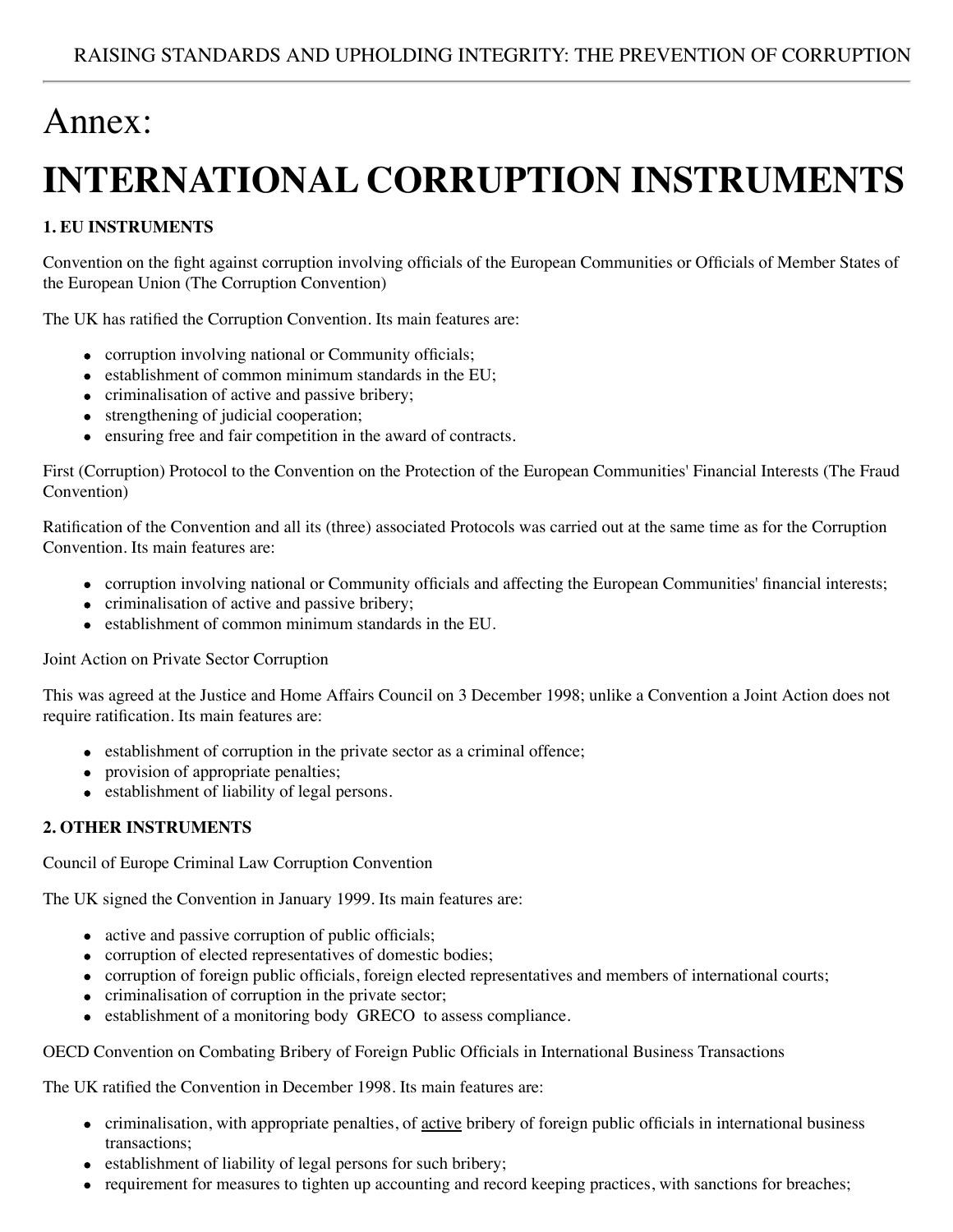# Annex:

# INTERNATIONAL CORRUPTION INSTRUMENTS

**1. EU INSTRUMENTS**

Convention on the fight against corruption involving officials of the European Communities or Officials of Member States of the European Union (The Corruption Convention)

The UK has ratified the Corruption Convention. Its main features are:

- corruption involving national or Community officials;
- establishment of common minimum standards in the EU;
- criminalisation of active and passive bribery;
- strengthening of judicial cooperation;
- ensuring free and fair competition in the award of contracts.

First (Corruption) Protocol to the Convention on the Protection of the European Communities' Financial Interests (The Fraud Convention)

Ratification of the Convention and all its (three) associated Protocols was carried out at the same time as for the Corruption Convention. Its main features are:

- corruption involving national or Community officials and affecting the European Communities' financial interests;
- criminalisation of active and passive bribery;
- establishment of common minimum standards in the EU.

Joint Action on Private Sector Corruption

This was agreed at the Justice and Home Affairs Council on 3 December 1998; unlike a Convention a Joint Action does not require ratification. Its main features are:

- establishment of corruption in the private sector as a criminal offence;
- provision of appropriate penalties;
- establishment of liability of legal persons.

**2. OTHER INSTRUMENTS**

Council of Europe Criminal Law Corruption Convention

The UK signed the Convention in January 1999. Its main features are:

- active and passive corruption of public officials;
- corruption of elected representatives of domestic bodies;
- corruption of foreign public officials, foreign elected representatives and members of international courts;
- criminalisation of corruption in the private sector;
- establishment of a monitoring body GRECO to assess compliance.

OECD Convention on Combating Bribery of Foreign Public Officials in International Business Transactions

The UK ratified the Convention in December 1998. Its main features are:

- criminalisation, with appropriate penalties, of <u>active</u> bribery of foreign public officials in international business transactions;
- establishment of liability of legal persons for such bribery;
- requirement for measures to tighten up accounting and record keeping practices, with sanctions for breaches;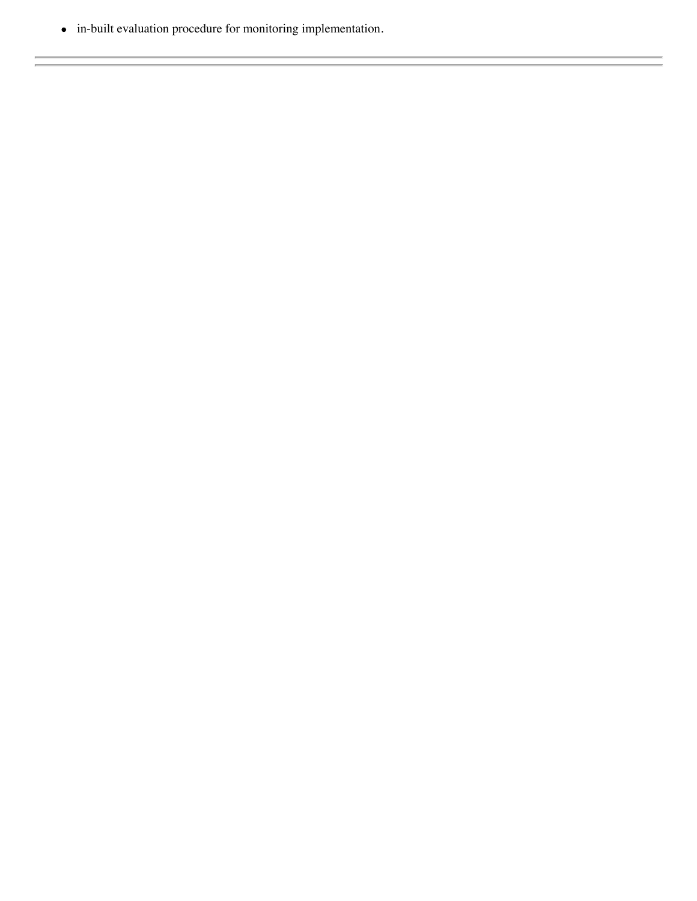- in-built evaluation procedure for monitoring implementation.

---